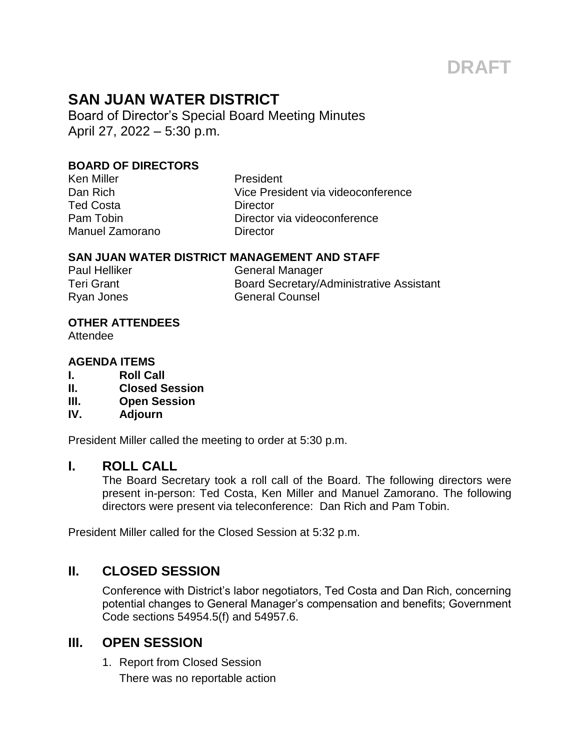DRAFT

# SAN JUAN WATER DISTRICT

Board of Director's Special Board Meeting Minutes
April 27, 2022 – 5:30 p.m.

**BOARD OF DIRECTORS**

| | |
|---|---|
| Ken Miller | President |
| Dan Rich | Vice President via videoconference |
| Ted Costa | Director |
| Pam Tobin | Director via videoconference |
| Manuel Zamorano | Director |

**SAN JUAN WATER DISTRICT MANAGEMENT AND STAFF**

| | |
|---|---|
| Paul Helliker | General Manager |
| Teri Grant | Board Secretary/Administrative Assistant |
| Ryan Jones | General Counsel |

**OTHER ATTENDEES**

Attendee

**AGENDA ITEMS**

**I. Roll Call**
**II. Closed Session**
**III. Open Session**
**IV. Adjourn**

President Miller called the meeting to order at 5:30 p.m.

## I. ROLL CALL

The Board Secretary took a roll call of the Board. The following directors were present in-person: Ted Costa, Ken Miller and Manuel Zamorano. The following directors were present via teleconference: Dan Rich and Pam Tobin.

President Miller called for the Closed Session at 5:32 p.m.

## II. CLOSED SESSION

Conference with District's labor negotiators, Ted Costa and Dan Rich, concerning potential changes to General Manager's compensation and benefits; Government Code sections 54954.5(f) and 54957.6.

## III. OPEN SESSION

1. Report from Closed Session
   There was no reportable action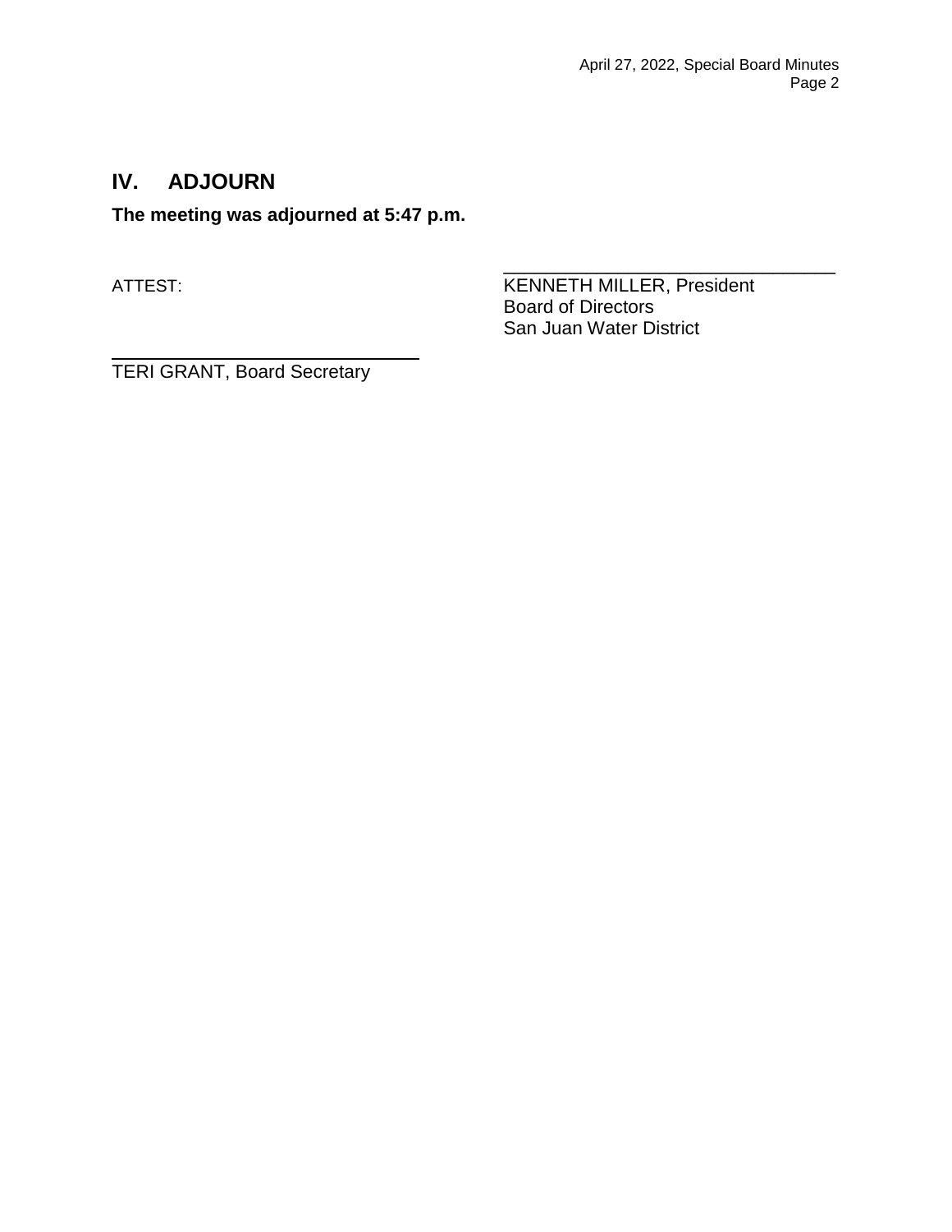## IV. ADJOURN

**The meeting was adjourned at 5:47 p.m.**

ATTEST:

\_\_\_\_\_\_\_\_\_\_\_\_\_\_\_\_\_\_\_\_\_\_\_\_\_\_\_\_\_\_\_\_\_\_

KENNETH MILLER, President
Board of Directors
San Juan Water District

\_\_\_\_\_\_\_\_\_\_\_\_\_\_\_\_\_\_\_\_\_\_\_\_\_\_\_\_\_\_\_\_\_\_

TERI GRANT, Board Secretary